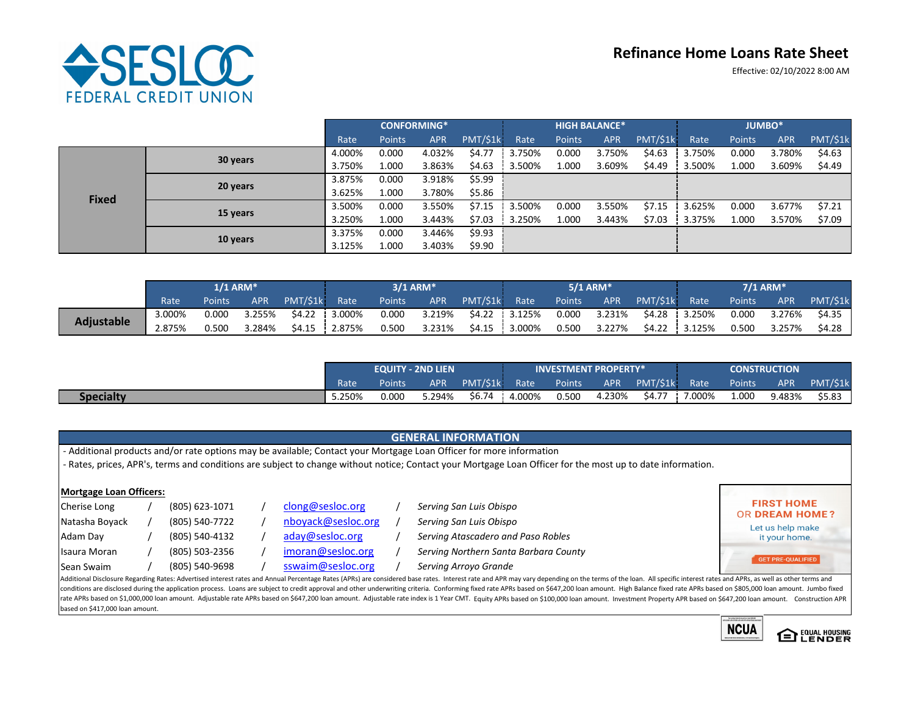# SESLOC FEDERAL CREDIT UNION

## Refinance Home Loans Rate Sheet

Effective: 02/10/2022 8:00 AM

| | | CONFORMING* | | | | HIGH BALANCE* | | | | JUMBO* | | | |
|---|---|---|---|---|---|---|---|---|---|---|---|---|---|
| | | Rate | Points | APR | PMT/$1k | Rate | Points | APR | PMT/$1k | Rate | Points | APR | PMT/$1k |
| Fixed | 30 years | 4.000% | 0.000 | 4.032% | $4.77 | 3.750% | 0.000 | 3.750% | $4.63 | 3.750% | 0.000 | 3.780% | $4.63 |
| | | 3.750% | 1.000 | 3.863% | $4.63 | 3.500% | 1.000 | 3.609% | $4.49 | 3.500% | 1.000 | 3.609% | $4.49 |
| | 20 years | 3.875% | 0.000 | 3.918% | $5.99 | | | | | | | | |
| | | 3.625% | 1.000 | 3.780% | $5.86 | | | | | | | | |
| | 15 years | 3.500% | 0.000 | 3.550% | $7.15 | 3.500% | 0.000 | 3.550% | $7.15 | 3.625% | 0.000 | 3.677% | $7.21 |
| | | 3.250% | 1.000 | 3.443% | $7.03 | 3.250% | 1.000 | 3.443% | $7.03 | 3.375% | 1.000 | 3.570% | $7.09 |
| | 10 years | 3.375% | 0.000 | 3.446% | $9.93 | | | | | | | | |
| | | 3.125% | 1.000 | 3.403% | $9.90 | | | | | | | | |

| | 1/1 ARM* | | | | 3/1 ARM* | | | | 5/1 ARM* | | | | 7/1 ARM* | | | |
|---|---|---|---|---|---|---|---|---|---|---|---|---|---|---|---|---|
| | Rate | Points | APR | PMT/$1k | Rate | Points | APR | PMT/$1k | Rate | Points | APR | PMT/$1k | Rate | Points | APR | PMT/$1k |
| Adjustable | 3.000% | 0.000 | 3.255% | $4.22 | 3.000% | 0.000 | 3.219% | $4.22 | 3.125% | 0.000 | 3.231% | $4.28 | 3.250% | 0.000 | 3.276% | $4.35 |
| | 2.875% | 0.500 | 3.284% | $4.15 | 2.875% | 0.500 | 3.231% | $4.15 | 3.000% | 0.500 | 3.227% | $4.22 | 3.125% | 0.500 | 3.257% | $4.28 |

| | EQUITY - 2ND LIEN | | | | INVESTMENT PROPERTY* | | | | CONSTRUCTION | | | |
|---|---|---|---|---|---|---|---|---|---|---|---|---|
| | Rate | Points | APR | PMT/$1k | Rate | Points | APR | PMT/$1k | Rate | Points | APR | PMT/$1k |
| Specialty | 5.250% | 0.000 | 5.294% | $6.74 | 4.000% | 0.500 | 4.230% | $4.77 | 7.000% | 1.000 | 9.483% | $5.83 |

## GENERAL INFORMATION

- Additional products and/or rate options may be available; Contact your Mortgage Loan Officer for more information
- Rates, prices, APR's, terms and conditions are subject to change without notice; Contact your Mortgage Loan Officer for the most up to date information.

**Mortgage Loan Officers:**

Cherise Long / (805) 623-1071 / clong@sesloc.org / *Serving San Luis Obispo*

Natasha Boyack / (805) 540-7722 / nboyack@sesloc.org / *Serving San Luis Obispo*

Adam Day / (805) 540-4132 / aday@sesloc.org / *Serving Atascadero and Paso Robles*

Isaura Moran / (805) 503-2356 / imoran@sesloc.org / *Serving Northern Santa Barbara County*

Sean Swaim / (805) 540-9698 / sswaim@sesloc.org / *Serving Arroyo Grande*

FIRST HOME OR DREAM HOME? Let us help make it your home. GET PRE-QUALIFIED

Additional Disclosure Regarding Rates: Advertised interest rates and Annual Percentage Rates (APRs) are considered base rates. Interest rate and APR may vary depending on the terms of the loan. All specific interest rates and APRs, as well as other terms and conditions are disclosed during the application process. Loans are subject to credit approval and other underwriting criteria. Conforming fixed rate APRs based on $647,200 loan amount. High Balance fixed rate APRs based on $805,000 loan amount. Jumbo fixed rate APRs based on $1,000,000 loan amount. Adjustable rate APRs based on $647,200 loan amount. Adjustable rate index is 1 Year CMT. Equity APRs based on $100,000 loan amount. Investment Property APR based on $647,200 loan amount. Construction APR based on $417,000 loan amount.

NCUA EQUAL HOUSING LENDER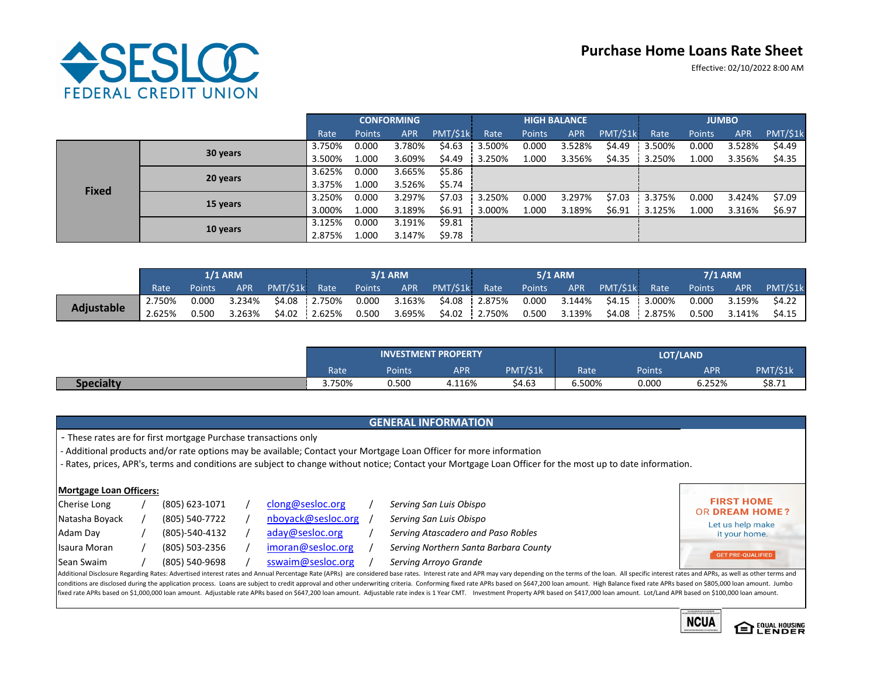# Purchase Home Loans Rate Sheet

Effective: 02/10/2022 8:00 AM

| | | CONFORMING | | | | HIGH BALANCE | | | | JUMBO | | | |
|---|---|---|---|---|---|---|---|---|---|---|---|---|---|
| | | Rate | Points | APR | PMT/$1k | Rate | Points | APR | PMT/$1k | Rate | Points | APR | PMT/$1k |
| Fixed | 30 years | 3.750% | 0.000 | 3.780% | $4.63 | 3.500% | 0.000 | 3.528% | $4.49 | 3.500% | 0.000 | 3.528% | $4.49 |
| | | 3.500% | 1.000 | 3.609% | $4.49 | 3.250% | 1.000 | 3.356% | $4.35 | 3.250% | 1.000 | 3.356% | $4.35 |
| | 20 years | 3.625% | 0.000 | 3.665% | $5.86 | | | | | | | | |
| | | 3.375% | 1.000 | 3.526% | $5.74 | | | | | | | | |
| | 15 years | 3.250% | 0.000 | 3.297% | $7.03 | 3.250% | 0.000 | 3.297% | $7.03 | 3.375% | 0.000 | 3.424% | $7.09 |
| | | 3.000% | 1.000 | 3.189% | $6.91 | 3.000% | 1.000 | 3.189% | $6.91 | 3.125% | 1.000 | 3.316% | $6.97 |
| | 10 years | 3.125% | 0.000 | 3.191% | $9.81 | | | | | | | | |
| | | 2.875% | 1.000 | 3.147% | $9.78 | | | | | | | | |

| | 1/1 ARM | | | | 3/1 ARM | | | | 5/1 ARM | | | | 7/1 ARM | | | |
|---|---|---|---|---|---|---|---|---|---|---|---|---|---|---|---|---|
| | Rate | Points | APR | PMT/$1k | Rate | Points | APR | PMT/$1k | Rate | Points | APR | PMT/$1k | Rate | Points | APR | PMT/$1k |
| Adjustable | 2.750% | 0.000 | 3.234% | $4.08 | 2.750% | 0.000 | 3.163% | $4.08 | 2.875% | 0.000 | 3.144% | $4.15 | 3.000% | 0.000 | 3.159% | $4.22 |
| | 2.625% | 0.500 | 3.263% | $4.02 | 2.625% | 0.500 | 3.695% | $4.02 | 2.750% | 0.500 | 3.139% | $4.08 | 2.875% | 0.500 | 3.141% | $4.15 |

| | INVESTMENT PROPERTY | | | | LOT/LAND | | | |
|---|---|---|---|---|---|---|---|---|
| | Rate | Points | APR | PMT/$1k | Rate | Points | APR | PMT/$1k |
| Specialty | 3.750% | 0.500 | 4.116% | $4.63 | 6.500% | 0.000 | 6.252% | $8.71 |

## GENERAL INFORMATION

- These rates are for first mortgage Purchase transactions only
- Additional products and/or rate options may be available; Contact your Mortgage Loan Officer for more information
- Rates, prices, APR's, terms and conditions are subject to change without notice; Contact your Mortgage Loan Officer for the most up to date information.

**Mortgage Loan Officers:**

Cherise Long / (805) 623-1071 / clong@sesloc.org / *Serving San Luis Obispo*
Natasha Boyack / (805) 540-7722 / nboyack@sesloc.org / *Serving San Luis Obispo*
Adam Day / (805)-540-4132 / aday@sesloc.org / *Serving Atascadero and Paso Robles*
Isaura Moran / (805) 503-2356 / imoran@sesloc.org / *Serving Northern Santa Barbara County*
Sean Swaim / (805) 540-9698 / sswaim@sesloc.org / *Serving Arroyo Grande*

FIRST HOME OR DREAM HOME? Let us help make it your home. GET PRE-QUALIFIED

Additional Disclosure Regarding Rates: Advertised interest rates and Annual Percentage Rate (APRs) are considered base rates. Interest rate and APR may vary depending on the terms of the loan. All specific interest rates and APRs, as well as other terms and conditions are disclosed during the application process. Loans are subject to credit approval and other underwriting criteria. Conforming fixed rate APRs based on $647,200 loan amount. High Balance fixed rate APRs based on $805,000 loan amount. Jumbo fixed rate APRs based on $1,000,000 loan amount. Adjustable rate APRs based on $647,200 loan amount. Adjustable rate index is 1 Year CMT. Investment Property APR based on $417,000 loan amount. Lot/Land APR based on $100,000 loan amount.

NCUA EQUAL HOUSING LENDER